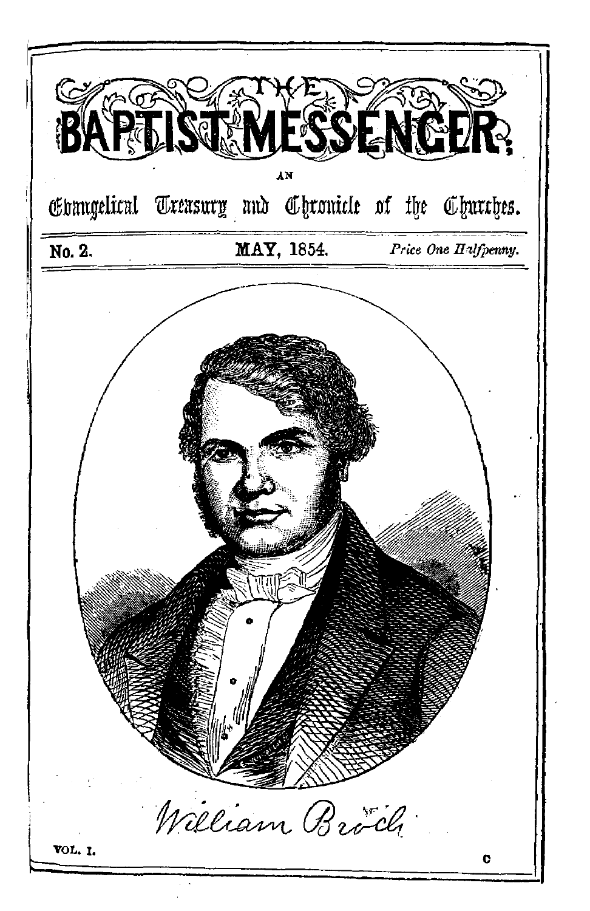# THE BAPTIST MESSENGER;

AN

Evangelical Treasury and Chronicle of the Churches.

No. 2. MAY, 1854. *Price One Halfpenny.*

William Brock

VOL. I. C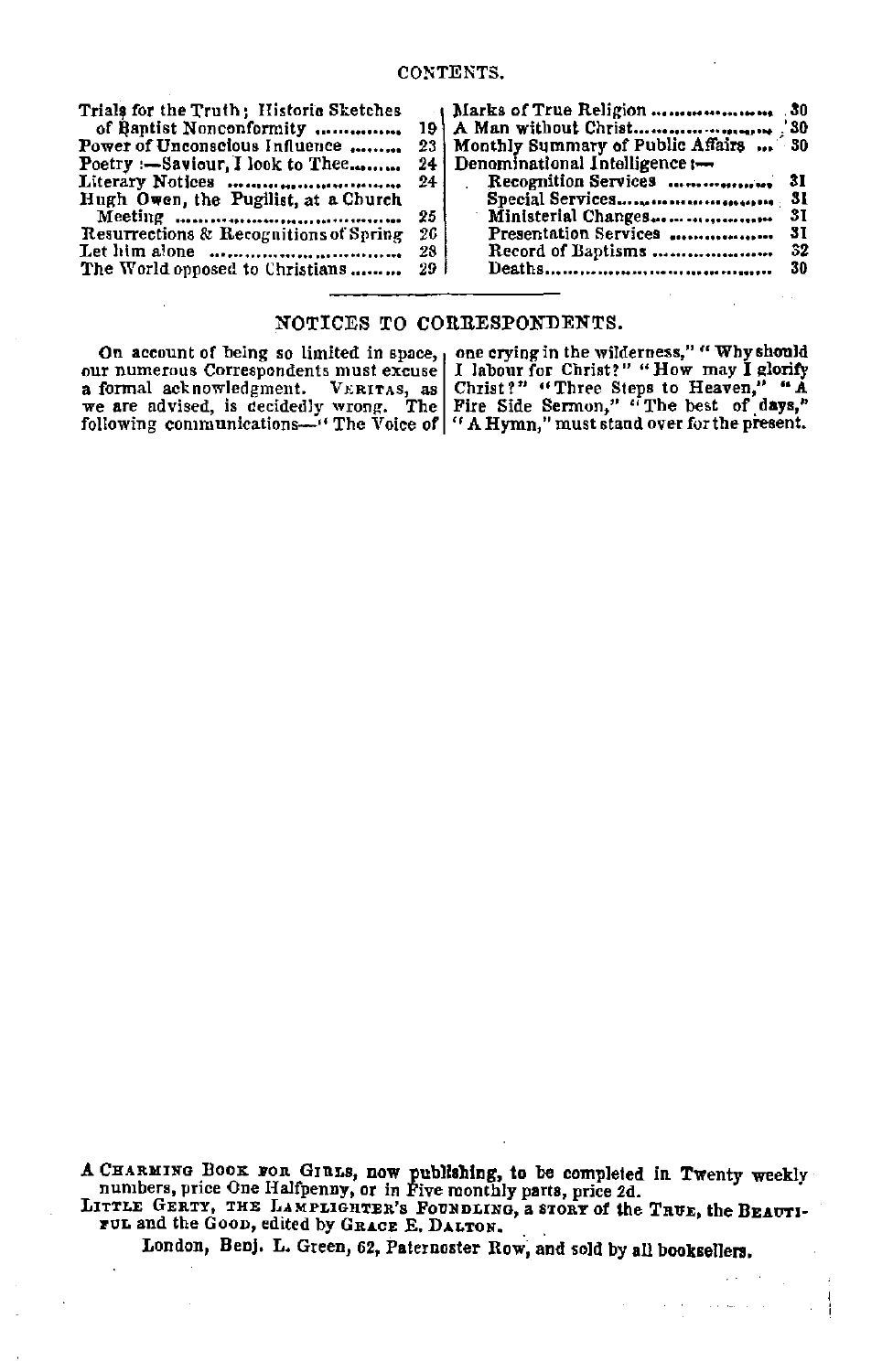CONTENTS.

| | |
|---|---|
| Trials for the Truth; Historic Sketches of Baptist Nonconformity | 19 |
| Power of Unconscious Influence | 23 |
| Poetry :—Saviour, I look to Thee | 24 |
| Literary Notices | 24 |
| Hugh Owen, the Pugilist, at a Church Meeting | 25 |
| Resurrections & Recognitions of Spring | 26 |
| Let him alone | 28 |
| The World opposed to Christians | 29 |
| Marks of True Religion | 30 |
| A Man without Christ | 30 |
| Monthly Summary of Public Affairs | 30 |
| Denominational Intelligence :— | |
| Recognition Services | 31 |
| Special Services | 31 |
| Ministerial Changes | 31 |
| Presentation Services | 31 |
| Record of Baptisms | 32 |
| Deaths | 30 |

## NOTICES TO CORRESPONDENTS.

On account of being so limited in space, our numerous Correspondents must excuse a formal acknowledgment. VERITAS, as we are advised, is decidedly wrong. The following communications—"The Voice of one crying in the wilderness," "Why should I labour for Christ?" "How may I glorify Christ?" "Three Steps to Heaven," "A Fire Side Sermon," "The best of days," "A Hymn," must stand over for the present.

A CHARMING BOOK FOR GIRLS, now publishing, to be completed in Twenty weekly numbers, price One Halfpenny, or in Five monthly parts, price 2d.
LITTLE GERTY, THE LAMPLIGHTER'S FOUNDLING, a STORY of the TRUE, the BEAUTIFUL and the GOOD, edited by GRACE E. DALTON.

London, Benj. L. Green, 62, Paternoster Row, and sold by all booksellers.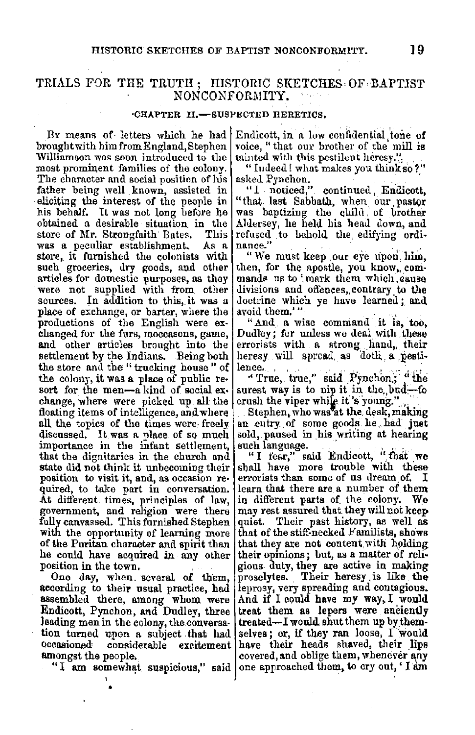## TRIALS FOR THE TRUTH; HISTORIC SKETCHES OF BAPTIST NONCONFORMITY.

### CHAPTER II.—SUSPECTED HERETICS.

By means of letters which he had brought with him from England, Stephen Williamson was soon introduced to the most prominent families of the colony. The character and social position of his father being well known, assisted in eliciting the interest of the people in his behalf. It was not long before he obtained a desirable situation in the store of Mr. Strongfaith Bates. This was a peculiar establishment. As a store, it furnished the colonists with such groceries, dry goods, and other articles for domestic purposes, as they were not supplied with from other sources. In addition to this, it was a place of exchange, or barter, where the productions of the English were exchanged for the furs, moccasons, game, and other articles brought into the settlement by the Indians. Being both the store and the "trucking house" of the colony, it was a place of public resort for the men—a kind of social exchange, where were picked up all the floating items of intelligence, and where all the topics of the times were freely discussed. It was a place of so much importance in the infant settlement, that the dignitaries in the church and state did not think it unbecoming their position to visit it, and, as occasion required, to take part in conversation. At different times, principles of law, government, and religion were there fully canvassed. This furnished Stephen with the opportunity of learning more of the Puritan character and spirit than he could have acquired in any other position in the town.

One day, when several of them, according to their usual practice, had assembled there, among whom were Endicott, Pynchon, and Dudley, three leading men in the colony, the conversation turned upon a subject that had occasioned considerable excitement amongst the people.

"I am somewhat suspicious," said Endicott, in a low confidential tone of voice, "that our brother of the mill is tainted with this pestilent heresy."

"Indeed! what makes you think so?" asked Pynchon.

"I noticed," continued Endicott, "that last Sabbath, when our pastor was baptizing the child of brother Aldersey, he held his head down, and refused to behold the edifying ordinance."

"We must keep our eye upon him, then, for the apostle, you know, commands us to 'mark them which cause divisions and offences, contrary to the doctrine which ye have learned; and avoid them.'"

"And a wise command it is, too, Dudley; for unless we deal with these errorists with a strong hand, their heresy will spread as doth a pestilence."

"True, true," said Pynchon; "the surest way is to nip it in the bud—to crush the viper while it's young."

Stephen, who was at the desk, making an entry of some goods he had just sold, paused in his writing at hearing such language.

"I fear," said Endicott, "that we shall have more trouble with these errorists than some of us dream of. I learn that there are a number of them in different parts of the colony. We may rest assured that they will not keep quiet. Their past history, as well as that of the stiff-necked Familists, shows that they are not content with holding their opinions; but, as a matter of religious duty, they are active in making proselytes. Their heresy is like the leprosy, very spreading and contagious. And if I could have my way, I would treat them as lepers were anciently treated—I would shut them up by themselves; or, if they ran loose, I would have their heads shaved, their lips covered, and oblige them, whenever any one approached them, to cry out, 'I am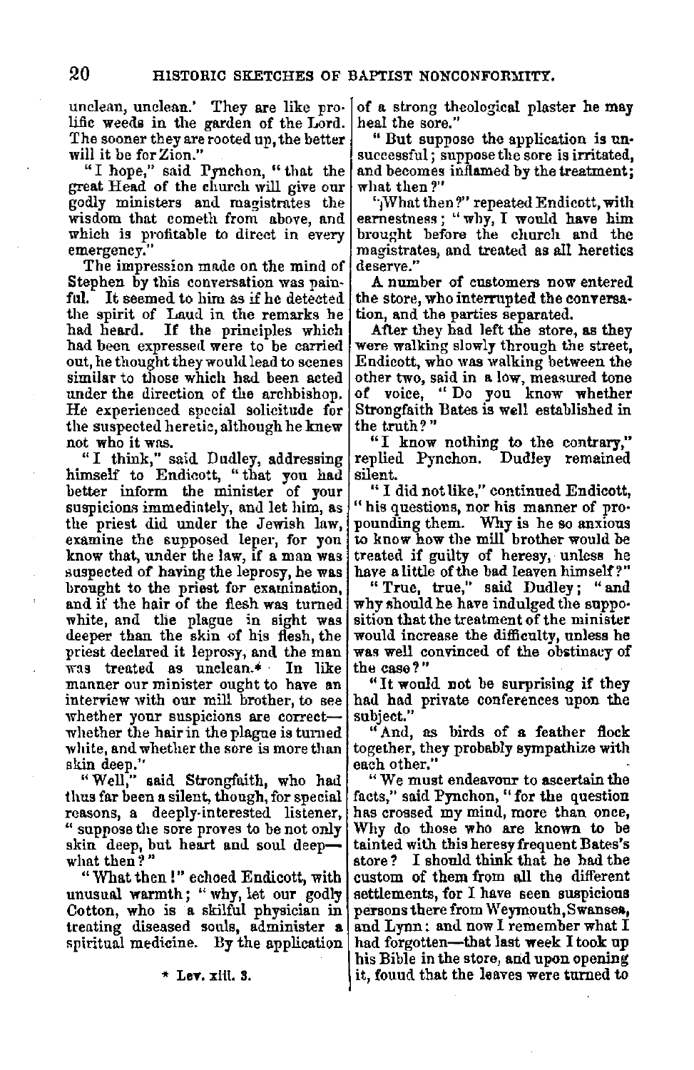unclean, unclean.' They are like prolific weeds in the garden of the Lord. The sooner they are rooted up, the better will it be for Zion."

"I hope," said Pynchon, "that the great Head of the church will give our godly ministers and magistrates the wisdom that cometh from above, and which is profitable to direct in every emergency."

The impression made on the mind of Stephen by this conversation was painful. It seemed to him as if he detected the spirit of Laud in the remarks he had heard. If the principles which had been expressed were to be carried out, he thought they would lead to scenes similar to those which had been acted under the direction of the archbishop. He experienced special solicitude for the suspected heretic, although he knew not who it was.

"I think," said Dudley, addressing himself to Endicott, "that you had better inform the minister of your suspicions immediately, and let him, as the priest did under the Jewish law, examine the supposed leper, for you know that, under the law, if a man was suspected of having the leprosy, he was brought to the priest for examination, and if the hair of the flesh was turned white, and the plague in sight was deeper than the skin of his flesh, the priest declared it leprosy, and the man was treated as unclean.* In like manner our minister ought to have an interview with our mill brother, to see whether your suspicions are correct—whether the hair in the plague is turned white, and whether the sore is more than skin deep."

"Well," said Strongfaith, who had thus far been a silent, though, for special reasons, a deeply-interested listener, "suppose the sore proves to be not only skin deep, but heart and soul deep—what then?"

"What then!" echoed Endicott, with unusual warmth; "why, let our godly Cotton, who is a skilful physician in treating diseased souls, administer a spiritual medicine. By the application of a strong theological plaster he may heal the sore."

"But suppose the application is unsuccessful; suppose the sore is irritated, and becomes inflamed by the treatment; what then?"

"What then?" repeated Endicott, with earnestness; "why, I would have him brought before the church and the magistrates, and treated as all heretics deserve."

A number of customers now entered the store, who interrupted the conversation, and the parties separated.

After they had left the store, as they were walking slowly through the street, Endicott, who was walking between the other two, said in a low, measured tone of voice, "Do you know whether Strongfaith Bates is well established in the truth?"

"I know nothing to the contrary," replied Pynchon. Dudley remained silent.

"I did not like," continued Endicott, "his questions, nor his manner of propounding them. Why is he so anxious to know how the mill brother would be treated if guilty of heresy, unless he have a little of the bad leaven himself?"

"True, true," said Dudley; "and why should he have indulged the supposition that the treatment of the minister would increase the difficulty, unless he was well convinced of the obstinacy of the case?"

"It would not be surprising if they had had private conferences upon the subject."

"And, as birds of a feather flock together, they probably sympathize with each other."

"We must endeavour to ascertain the facts," said Pynchon, "for the question has crossed my mind, more than once, Why do those who are known to be tainted with this heresy frequent Bates's store? I should think that he had the custom of them from all the different settlements, for I have seen suspicious persons there from Weymouth, Swansea, and Lynn: and now I remember what I had forgotten—that last week I took up his Bible in the store, and upon opening it, found that the leaves were turned to

\* Lev. xiii. 3.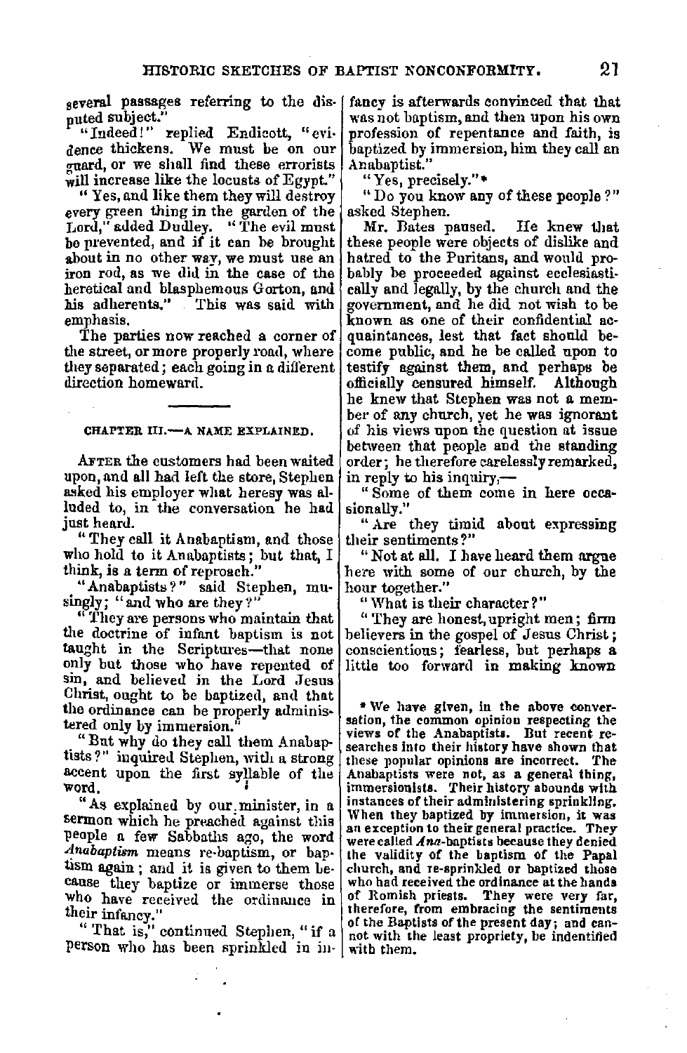several passages referring to the disputed subject."

"Indeed!" replied Endicott, "evidence thickens. We must be on our guard, or we shall find these errorists will increase like the locusts of Egypt."

"Yes, and like them they will destroy every green thing in the garden of the Lord," added Dudley. "The evil must be prevented, and if it can be brought about in no other way, we must use an iron rod, as we did in the case of the heretical and blasphemous Gorton, and his adherents." This was said with emphasis.

The parties now reached a corner of the street, or more properly road, where they separated; each going in a different direction homeward.

---

## CHAPTER III.—A NAME EXPLAINED.

AFTER the customers had been waited upon, and all had left the store, Stephen asked his employer what heresy was alluded to, in the conversation he had just heard.

"They call it Anabaptism, and those who hold to it Anabaptists; but that, I think, is a term of reproach."

"Anabaptists?" said Stephen, musingly; "and who are they?"

"They are persons who maintain that the doctrine of infant baptism is not taught in the Scriptures—that none only but those who have repented of sin, and believed in the Lord Jesus Christ, ought to be baptized, and that the ordinance can be properly administered only by immersion."

"But why do they call them Anabaptists?" inquired Stephen, with a strong accent upon the first syllable of the word.

"As explained by our minister, in a sermon which he preached against this people a few Sabbaths ago, the word *Anabaptism* means re-baptism, or baptism again; and it is given to them because they baptize or immerse those who have received the ordinance in their infancy."

"That is," continued Stephen, "if a person who has been sprinkled in infancy is afterwards convinced that that was not baptism, and then upon his own profession of repentance and faith, is baptized by immersion, him they call an Anabaptist."

"Yes, precisely."*

"Do you know any of these people?" asked Stephen.

Mr. Bates paused. He knew that these people were objects of dislike and hatred to the Puritans, and would probably be proceeded against ecclesiastically and legally, by the church and the government, and he did not wish to be known as one of their confidential acquaintances, lest that fact should become public, and he be called upon to testify against them, and perhaps be officially censured himself. Although he knew that Stephen was not a member of any church, yet he was ignorant of his views upon the question at issue between that people and the standing order; he therefore carelessly remarked, in reply to his inquiry,—

"Some of them come in here occasionally."

"Are they timid about expressing their sentiments?"

"Not at all. I have heard them argue here with some of our church, by the hour together."

"What is their character?"

"They are honest, upright men; firm believers in the gospel of Jesus Christ; conscientious; fearless, but perhaps a little too forward in making known

---

* We have given, in the above conversation, the common opinion respecting the views of the Anabaptists. But recent researches into their history have shown that these popular opinions are incorrect. The Anabaptists were not, as a general thing, immersionists. Their history abounds with instances of their administering sprinkling. When they baptized by immersion, it was an exception to their general practice. They were called *Ana*-baptists because they denied the validity of the baptism of the Papal church, and re-sprinkled or baptized those who had received the ordinance at the hands of Romish priests. They were very far, therefore, from embracing the sentiments of the Baptists of the present day; and cannot with the least propriety, be indentified with them.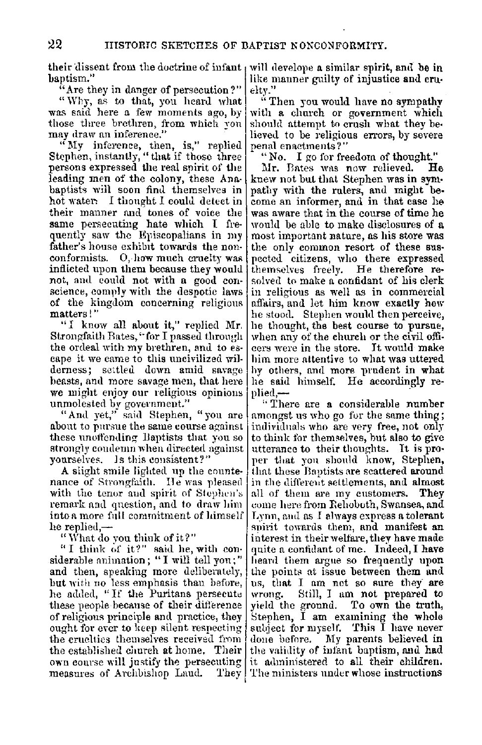their dissent from the doctrine of infant baptism."

"Are they in danger of persecution?"

"Why, as to that, you heard what was said here a few moments ago, by those three brethren, from which you may draw an inference."

"My inference, then, is," replied Stephen, instantly, "that if those three persons expressed the real spirit of the leading men of the colony, these Anabaptists will soon find themselves in hot water. I thought I could detect in their manner and tones of voice the same persecuting hate which I frequently saw the Episcopalians in my father's house exhibit towards the nonconformists. O, how much cruelty was inflicted upon them because they would not, and could not with a good conscience, comply with the despotic laws of the kingdom concerning religious matters!"

"I know all about it," replied Mr. Strongfaith Bates, "for I passed through the ordeal with my brethren, and to escape it we came to this uncivilized wilderness; settled down amid savage beasts, and more savage men, that here we might enjoy our religious opinions unmolested by government."

"And yet," said Stephen, "you are about to pursue the same course against these unoffending Baptists that you so strongly condemn when directed against yourselves. Is this consistent?"

A slight smile lighted up the countenance of Strongfaith. He was pleased with the tenor and spirit of Stephen's remark and question, and to draw him into a more full commitment of himself he replied,—

"What do you think of it?"

"I think of it?" said he, with considerable animation; "I will tell you;" and then, speaking more deliberately, but with no less emphasis than before, he added, "If the Puritans persecute these people because of their difference of religious principle and practice, they ought for ever to keep silent respecting the cruelties themselves received from the established church at home. Their own course will justify the persecuting measures of Archbishop Laud. They will develope a similar spirit, and be in like manner guilty of injustice and cruelty."

"Then you would have no sympathy with a church or government which should attempt to crush what they believed to be religious errors, by severe penal enactments?"

"No. I go for freedom of thought."

Mr. Bates was now relieved. He knew not but that Stephen was in sympathy with the rulers, and might become an informer, and in that case he was aware that in the course of time he would be able to make disclosures of a most important nature, as his store was the only common resort of these suspected citizens, who there expressed themselves freely. He therefore resolved to make a confidant of his clerk in religious as well as in commercial affairs, and let him know exactly how he stood. Stephen would then perceive, he thought, the best course to pursue, when any of the church or the civil officers were in the store. It would make him more attentive to what was uttered by others, and more prudent in what he said himself. He accordingly replied,—

"There are a considerable number amongst us who go for the same thing; individuals who are very free, not only to think for themselves, but also to give utterance to their thoughts. It is proper that you should know, Stephen, that these Baptists are scattered around in the different settlements, and almost all of them are my customers. They come here from Rehoboth, Swansea, and Lynn, and as I always express a tolerant spirit towards them, and manifest an interest in their welfare, they have made quite a confidant of me. Indeed, I have heard them argue so frequently upon the points at issue between them and us, that I am not so sure they are wrong. Still, I am not prepared to yield the ground. To own the truth, Stephen, I am examining the whole subject for myself. This I have never done before. My parents believed in the validity of infant baptism, and had it administered to all their children. The ministers under whose instructions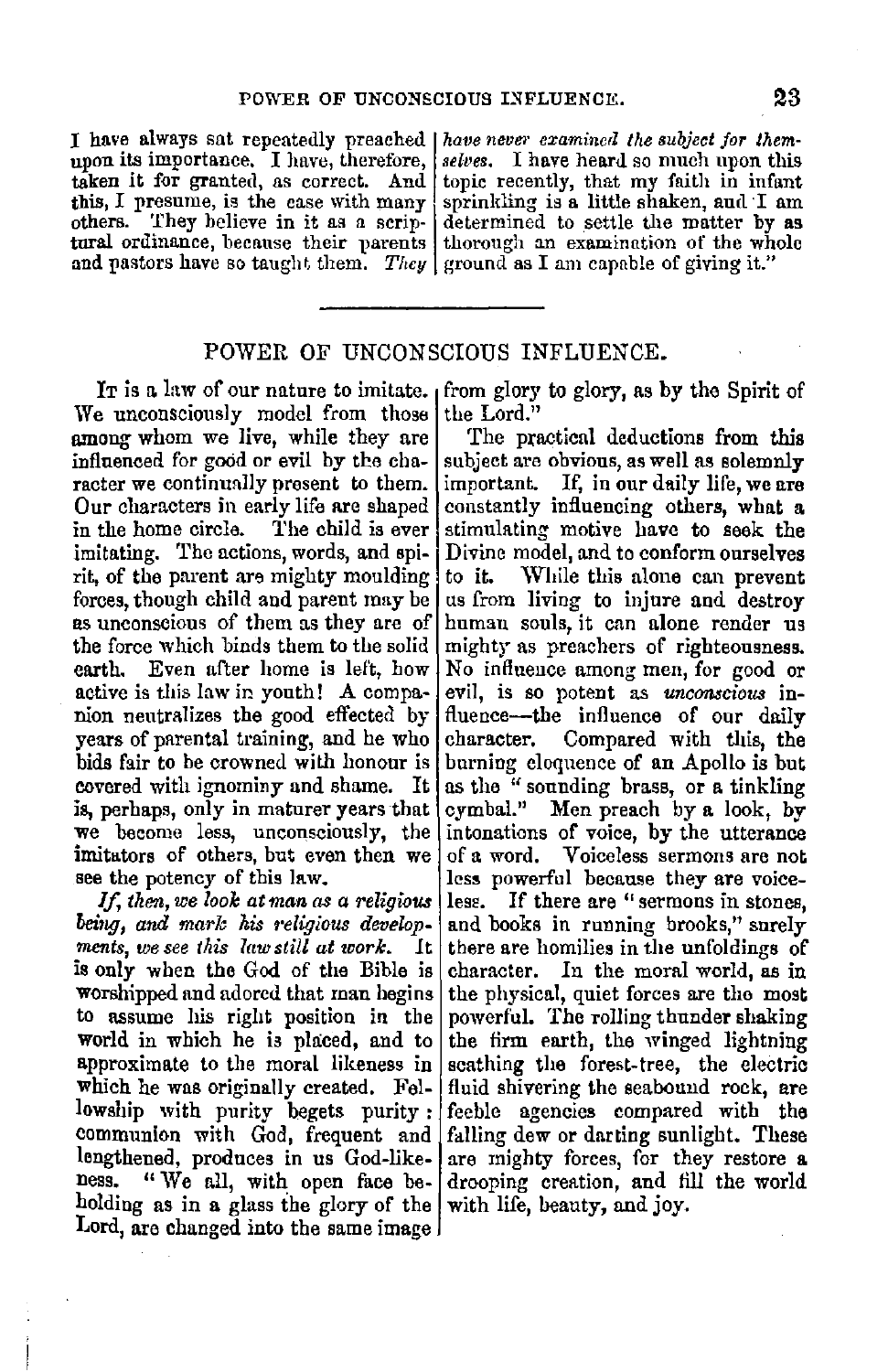I have always sat repeatedly preached upon its importance. I have, therefore, taken it for granted, as correct. And this, I presume, is the case with many others. They believe in it as a scriptural ordinance, because their parents and pastors have so taught them. *They have never examined the subject for themselves.* I have heard so much upon this topic recently, that my faith in infant sprinkling is a little shaken, and I am determined to settle the matter by as thorough an examination of the whole ground as I am capable of giving it."

---

## POWER OF UNCONSCIOUS INFLUENCE.

It is a law of our nature to imitate. We unconsciously model from those among whom we live, while they are influenced for good or evil by the character we continually present to them. Our characters in early life are shaped in the home circle. The child is ever imitating. The actions, words, and spirit, of the parent are mighty moulding forces, though child and parent may be as unconscious of them as they are of the force which binds them to the solid earth. Even after home is left, how active is this law in youth! A companion neutralizes the good effected by years of parental training, and he who bids fair to be crowned with honour is covered with ignominy and shame. It is, perhaps, only in maturer years that we become less, unconsciously, the imitators of others, but even then we see the potency of this law.

*If, then, we look at man as a religious being, and mark his religious developments, we see this law still at work.* It is only when the God of the Bible is worshipped and adored that man begins to assume his right position in the world in which he is placed, and to approximate to the moral likeness in which he was originally created. Fellowship with purity begets purity: communion with God, frequent and lengthened, produces in us God-likeness. "We all, with open face beholding as in a glass the glory of the Lord, are changed into the same image from glory to glory, as by the Spirit of the Lord."

The practical deductions from this subject are obvious, as well as solemnly important. If, in our daily life, we are constantly influencing others, what a stimulating motive have to seek the Divine model, and to conform ourselves to it. While this alone can prevent us from living to injure and destroy human souls, it can alone render us mighty as preachers of righteousness. No influence among men, for good or evil, is so potent as *unconscious* influence—the influence of our daily character. Compared with this, the burning eloquence of an Apollo is but as the "sounding brass, or a tinkling cymbal." Men preach by a look, by intonations of voice, by the utterance of a word. Voiceless sermons are not less powerful because they are voiceless. If there are "sermons in stones, and books in running brooks," surely there are homilies in the unfoldings of character. In the moral world, as in the physical, quiet forces are the most powerful. The rolling thunder shaking the firm earth, the winged lightning scathing the forest-tree, the electric fluid shivering the seabound rock, are feeble agencies compared with the falling dew or darting sunlight. These are mighty forces, for they restore a drooping creation, and fill the world with life, beauty, and joy.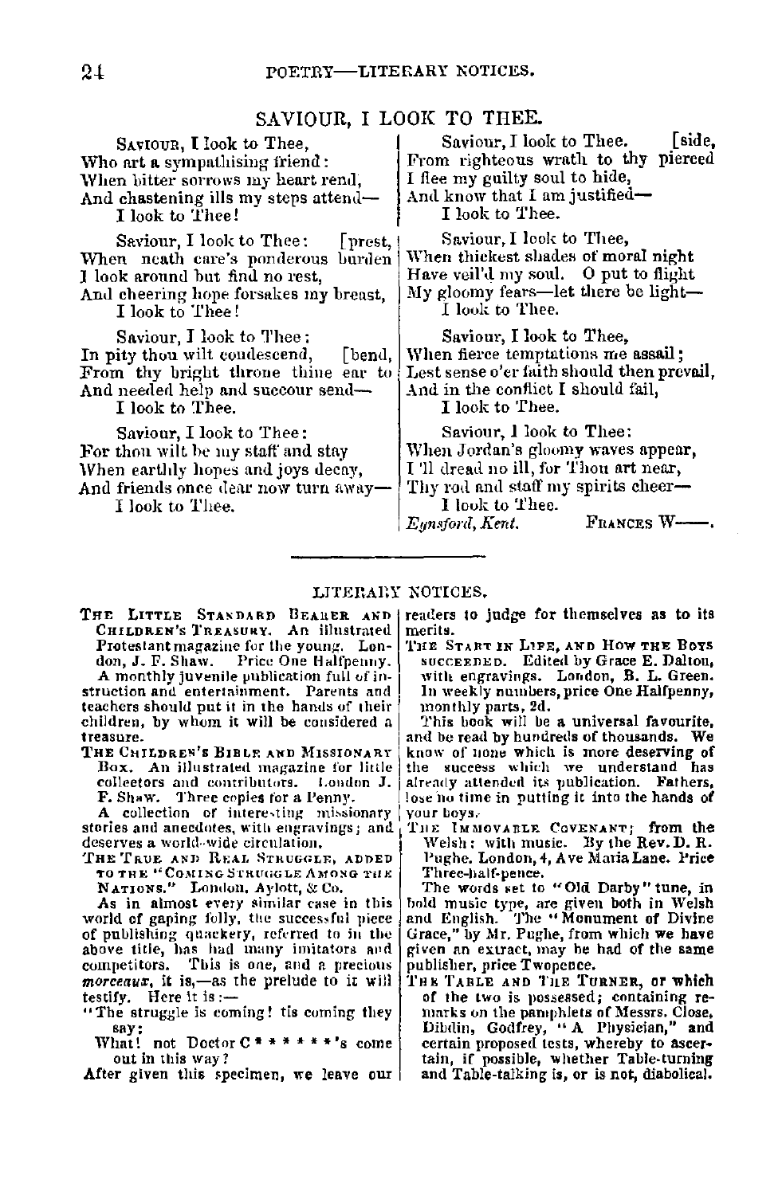## SAVIOUR, I LOOK TO THEE.

Saviour, I look to Thee,
Who art a sympathising friend:
When bitter sorrows my heart rend,
And chastening ills my steps attend—
I look to Thee!

Saviour, I look to Thee: [prest,
When neath care's ponderous burden
I look around but find no rest,
And cheering hope forsakes my breast,
I look to Thee!

Saviour, I look to Thee:
In pity thou wilt condescend, [bend,
From thy bright throne thine ear to
And needed help and succour send—
I look to Thee.

Saviour, I look to Thee:
For thou wilt be my staff and stay
When earthly hopes and joys decay,
And friends once dear now turn away—
I look to Thee.

Saviour, I look to Thee. [side,
From righteous wrath to thy pierced
I flee my guilty soul to hide,
And know that I am justified—
I look to Thee.

Saviour, I look to Thee,
When thickest shades of moral night
Have veil'd my soul. O put to flight
My gloomy fears—let there be light—
I look to Thee.

Saviour, I look to Thee,
When fierce temptations me assail;
Lest sense o'er faith should then prevail,
And in the conflict I should fail,
I look to Thee.

Saviour, I look to Thee:
When Jordan's gloomy waves appear,
I'll dread no ill, for Thou art near,
Thy rod and staff my spirits cheer—
I look to Thee.

*Eynsford, Kent.* FRANCES W——.

---

## LITERARY NOTICES.

**THE LITTLE STANDARD BEARER AND CHILDREN'S TREASURY.** An illustrated Protestant magazine for the young. London, J. F. Shaw. Price One Halfpenny.

A monthly juvenile publication full of instruction and entertainment. Parents and teachers should put it in the hands of their children, by whom it will be considered a treasure.

**THE CHILDREN'S BIBLE AND MISSIONARY BOX.** An illustrated magazine for little collectors and contributors. London J. F. Shaw. Three copies for a Penny.

A collection of interesting missionary stories and anecdotes, with engravings; and deserves a world-wide circulation.

**THE TRUE AND REAL STRUGGLE, ADDED TO THE "COMING STRUGGLE AMONG THE NATIONS."** London, Aylott, & Co.

As in almost every similar case in this world of gaping folly, the successful piece of publishing quackery, referred to in the above title, has had many imitators and competitors. This is one, and a precious *morceaux*, it is,—as the prelude to it will testify. Here it is:—

"The struggle is coming! tis coming they say;
What! not Doctor C * * * * * *'s come out in this way?

After given this specimen, we leave our readers to judge for themselves as to its merits.

**THE START IN LIFE, AND HOW THE BOYS SUCCEEDED.** Edited by Grace E. Dalton, with engravings. London, B. L. Green. In weekly numbers, price One Halfpenny, monthly parts, 2d.

This book will be a universal favourite, and be read by hundreds of thousands. We know of none which is more deserving of the success which we understand has already attended its publication. Fathers, lose no time in putting it into the hands of your boys.

**THE IMMOVABLE COVENANT;** from the Welsh: with music. By the Rev. D. R. Pughe. London, 4, Ave Maria Lane. Price Three-half-pence.

The words set to "Old Darby" tune, in bold music type, are given both in Welsh and English. The "Monument of Divine Grace," by Mr. Pughe, from which we have given an extract, may be had of the same publisher, price Twopence.

**THE TABLE AND THE TURNER,** or which of the two is possessed; containing remarks on the pamphlets of Messrs. Close, Dibdin, Godfrey, "A Physician," and certain proposed tests, whereby to ascertain, if possible, whether Table-turning and Table-talking is, or is not, diabolical.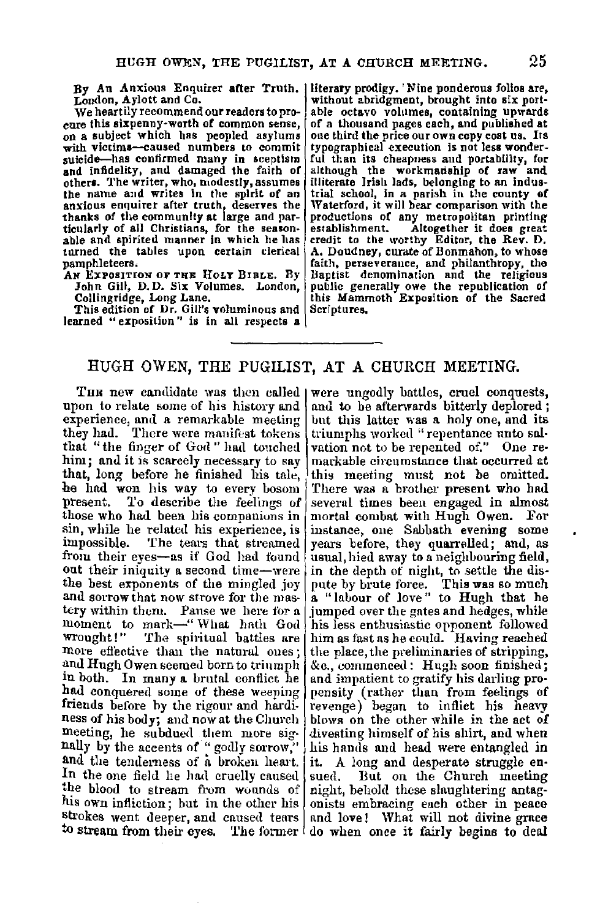By An Anxious Enquirer after Truth. London, Aylott and Co.

We heartily recommend our readers to procure this sixpenny-worth of common sense, on a subject which has peopled asylums with victims—caused numbers to commit suicide—has confirmed many in sceptism and infidelity, and damaged the faith of others. The writer, who, modestly, assumes the name and writes in the spirit of an anxious enquirer after truth, deserves the thanks of the community at large and particularly of all Christians, for the seasonable and spirited manner in which he has turned the tables upon certain clerical pamphleteers.

An Exposition of the Holy Bible. By John Gill, D.D. Six Volumes. London, Collingridge, Long Lane.

This edition of Dr. Gill's voluminous and learned "exposition" is in all respects a literary prodigy. Nine ponderous folios are, without abridgment, brought into six portable octavo volumes, containing upwards of a thousand pages each, and published at one third the price our own copy cost us. Its typographical execution is not less wonderful than its cheapness and portability, for although the workmanship of raw and illiterate Irish lads, belonging to an industrial school, in a parish in the county of Waterford, it will bear comparison with the productions of any metropolitan printing establishment. Altogether it does great credit to the worthy Editor, the Rev. D. A. Doudney, curate of Bonmahon, to whose faith, perseverance, and philanthropy, the Baptist denomination and the religious public generally owe the republication of this Mammoth Exposition of the Sacred Scriptures.

## HUGH OWEN, THE PUGILIST, AT A CHURCH MEETING.

The new candidate was then called upon to relate some of his history and experience, and a remarkable meeting they had. There were manifest tokens that "the finger of God" had touched him; and it is scarcely necessary to say that, long before he finished his tale, he had won his way to every bosom present. To describe the feelings of those who had been his companions in sin, while he related his experience, is impossible. The tears that streamed from their eyes—as if God had found out their iniquity a second time—were the best exponents of the mingled joy and sorrow that now strove for the mastery within them. Pause we here for a moment to mark—"What hath God wrought!" The spiritual battles are more effective than the natural ones; and Hugh Owen seemed born to triumph in both. In many a brutal conflict he had conquered some of these weeping friends before by the rigour and hardiness of his body; and now at the Church meeting, he subdued them more signally by the accents of "godly sorrow," and the tenderness of a broken heart. In the one field he had cruelly caused the blood to stream from wounds of his own infliction; but in the other his strokes went deeper, and caused tears to stream from their eyes. The former were ungodly battles, cruel conquests, and to be afterwards bitterly deplored; but this latter was a holy one, and its triumphs worked "repentance unto salvation not to be repented of." One remarkable circumstance that occurred at this meeting must not be omitted. There was a brother present who had several times been engaged in almost mortal combat with Hugh Owen. For instance, one Sabbath evening some years before, they quarrelled; and, as usual, hied away to a neighbouring field, in the depth of night, to settle the dispute by brute force. This was so much a "labour of love" to Hugh that he jumped over the gates and hedges, while his less enthusiastic opponent followed him as fast as he could. Having reached the place, the preliminaries of stripping, &c., commenced: Hugh soon finished; and impatient to gratify his darling propensity (rather than from feelings of revenge) began to inflict his heavy blows on the other while in the act of divesting himself of his shirt, and when his hands and head were entangled in it. A long and desperate struggle ensued. But on the Church meeting night, behold these slaughtering antagonists embracing each other in peace and love! What will not divine grace do when once it fairly begins to deal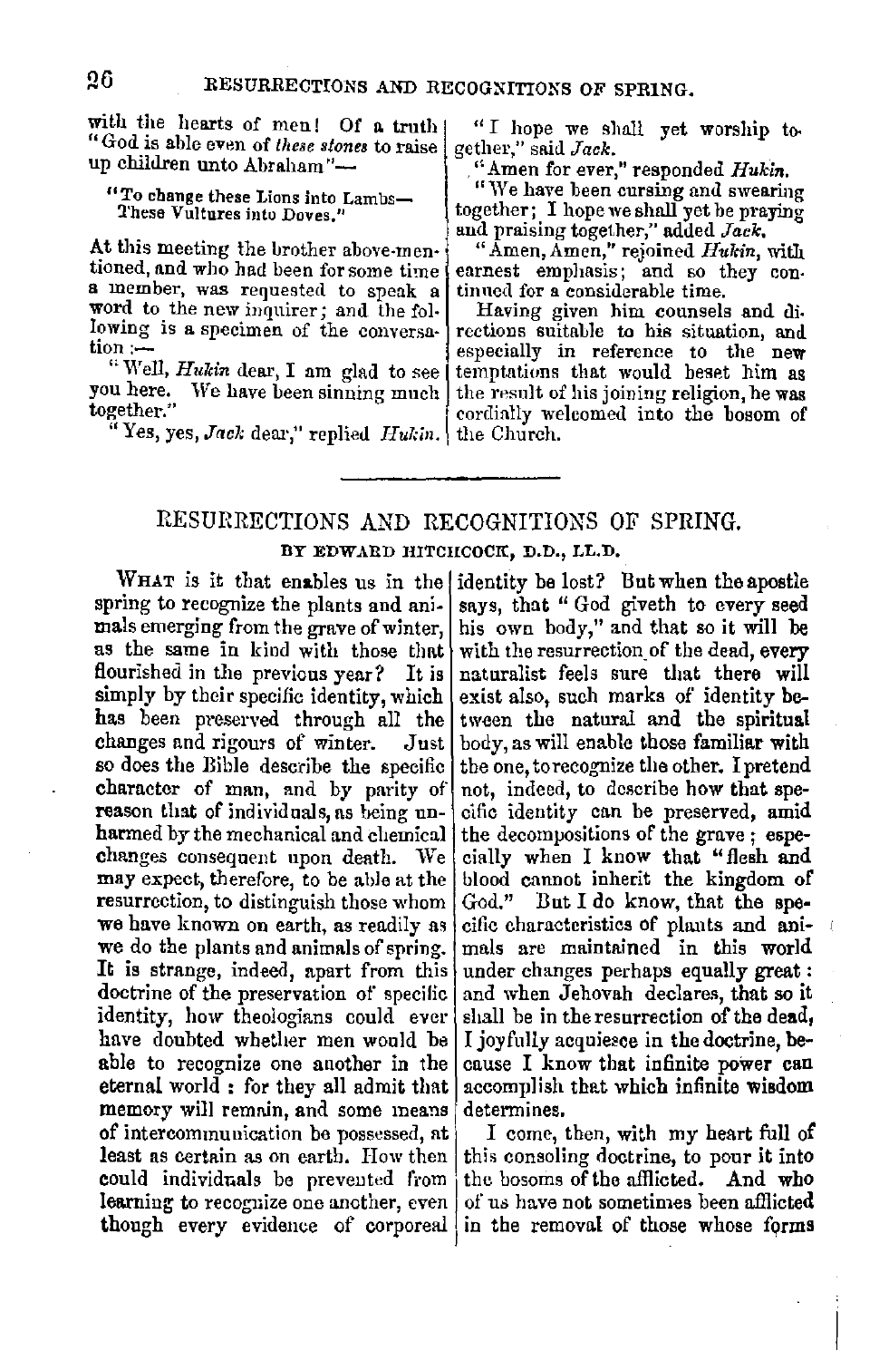with the hearts of men! Of a truth "God is able even of *these stones* to raise up children unto Abraham"—

> "To change these Lions into Lambs—
> These Vultures into Doves."

At this meeting the brother above-mentioned, and who had been for some time a member, was requested to speak a word to the new inquirer; and the following is a specimen of the conversation:—

"Well, *Hukin* dear, I am glad to see you here. We have been sinning much together."

"Yes, yes, *Jack* dear," replied *Hukin*.

"I hope we shall yet worship together," said *Jack*.

"Amen for ever," responded *Hukin*.

"We have been cursing and swearing together; I hope we shall yet be praying and praising together," added *Jack*.

"Amen, Amen," rejoined *Hukin*, with earnest emphasis; and so they continued for a considerable time.

Having given him counsels and directions suitable to his situation, and especially in reference to the new temptations that would beset him as the result of his joining religion, he was cordially welcomed into the bosom of the Church.

---

## RESURRECTIONS AND RECOGNITIONS OF SPRING.

### BY EDWARD HITCHCOCK, D.D., LL.D.

What is it that enables us in the spring to recognize the plants and animals emerging from the grave of winter, as the same in kind with those that flourished in the previous year? It is simply by their specific identity, which has been preserved through all the changes and rigours of winter. Just so does the Bible describe the specific character of man, and by parity of reason that of individuals, as being unharmed by the mechanical and chemical changes consequent upon death. We may expect, therefore, to be able at the resurrection, to distinguish those whom we have known on earth, as readily as we do the plants and animals of spring. It is strange, indeed, apart from this doctrine of the preservation of specific identity, how theologians could ever have doubted whether men would be able to recognize one another in the eternal world: for they all admit that memory will remain, and some means of intercommunication be possessed, at least as certain as on earth. How then could individuals be prevented from learning to recognize one another, even though every evidence of corporeal identity be lost? But when the apostle says, that "God giveth to every seed his own body," and that so it will be with the resurrection of the dead, every naturalist feels sure that there will exist also, such marks of identity between the natural and the spiritual body, as will enable those familiar with the one, to recognize the other. I pretend not, indeed, to describe how that specific identity can be preserved, amid the decompositions of the grave; especially when I know that "flesh and blood cannot inherit the kingdom of God." But I do know, that the specific characteristics of plants and animals are maintained in this world under changes perhaps equally great: and when Jehovah declares, that so it shall be in the resurrection of the dead, I joyfully acquiesce in the doctrine, because I know that infinite power can accomplish that which infinite wisdom determines.

I come, then, with my heart full of this consoling doctrine, to pour it into the bosoms of the afflicted. And who of us have not sometimes been afflicted in the removal of those whose forms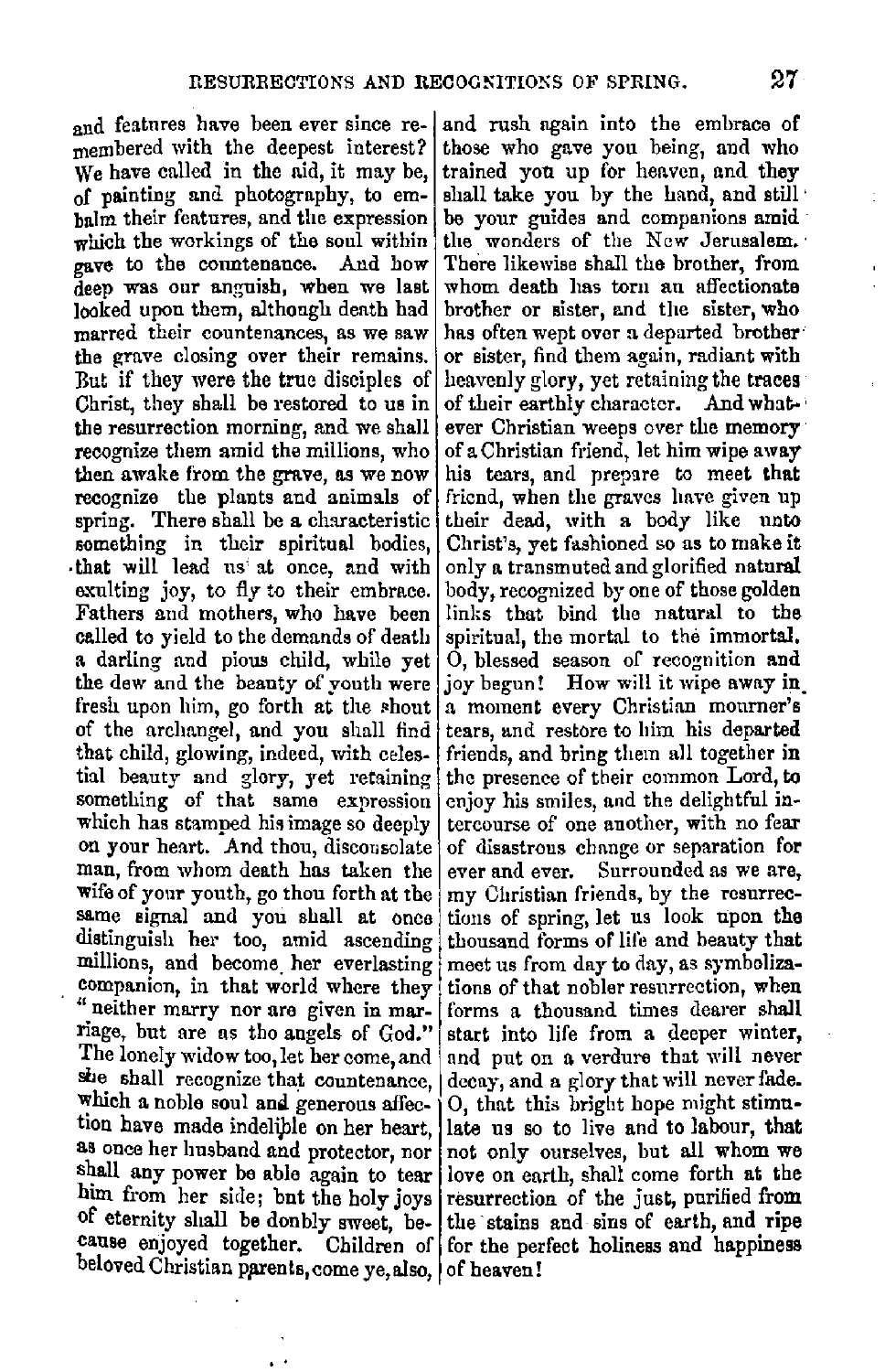and features have been ever since remembered with the deepest interest? We have called in the aid, it may be, of painting and photography, to embalm their features, and the expression which the workings of the soul within gave to the countenance. And how deep was our anguish, when we last looked upon them, although death had marred their countenances, as we saw the grave closing over their remains. But if they were the true disciples of Christ, they shall be restored to us in the resurrection morning, and we shall recognize them amid the millions, who then awake from the grave, as we now recognize the plants and animals of spring. There shall be a characteristic something in their spiritual bodies, that will lead us at once, and with exulting joy, to fly to their embrace. Fathers and mothers, who have been called to yield to the demands of death a darling and pious child, while yet the dew and the beauty of youth were fresh upon him, go forth at the shout of the archangel, and you shall find that child, glowing, indeed, with celestial beauty and glory, yet retaining something of that same expression which has stamped his image so deeply on your heart. And thou, disconsolate man, from whom death has taken the wife of your youth, go thou forth at the same signal and you shall at once distinguish her too, amid ascending millions, and become her everlasting companion, in that world where they "neither marry nor are given in marriage, but are as the angels of God." The lonely widow too, let her come, and she shall recognize that countenance, which a noble soul and generous affection have made indelible on her heart, as once her husband and protector, nor shall any power be able again to tear him from her side; but the holy joys of eternity shall be doubly sweet, because enjoyed together. Children of beloved Christian parents, come ye, also, and rush again into the embrace of those who gave you being, and who trained you up for heaven, and they shall take you by the hand, and still be your guides and companions amid the wonders of the New Jerusalem. There likewise shall the brother, from whom death has torn an affectionate brother or sister, and the sister, who has often wept over a departed brother or sister, find them again, radiant with heavenly glory, yet retaining the traces of their earthly character. And whatever Christian weeps over the memory of a Christian friend, let him wipe away his tears, and prepare to meet that friend, when the graves have given up their dead, with a body like unto Christ's, yet fashioned so as to make it only a transmuted and glorified natural body, recognized by one of those golden links that bind the natural to the spiritual, the mortal to the immortal. O, blessed season of recognition and joy begun! How will it wipe away in a moment every Christian mourner's tears, and restore to him his departed friends, and bring them all together in the presence of their common Lord, to enjoy his smiles, and the delightful intercourse of one another, with no fear of disastrous change or separation for ever and ever. Surrounded as we are, my Christian friends, by the resurrections of spring, let us look upon the thousand forms of life and beauty that meet us from day to day, as symbolizations of that nobler resurrection, when forms a thousand times dearer shall start into life from a deeper winter, and put on a verdure that will never decay, and a glory that will never fade. O, that this bright hope might stimulate us so to live and to labour, that not only ourselves, but all whom we love on earth, shall come forth at the resurrection of the just, purified from the stains and sins of earth, and ripe for the perfect holiness and happiness of heaven!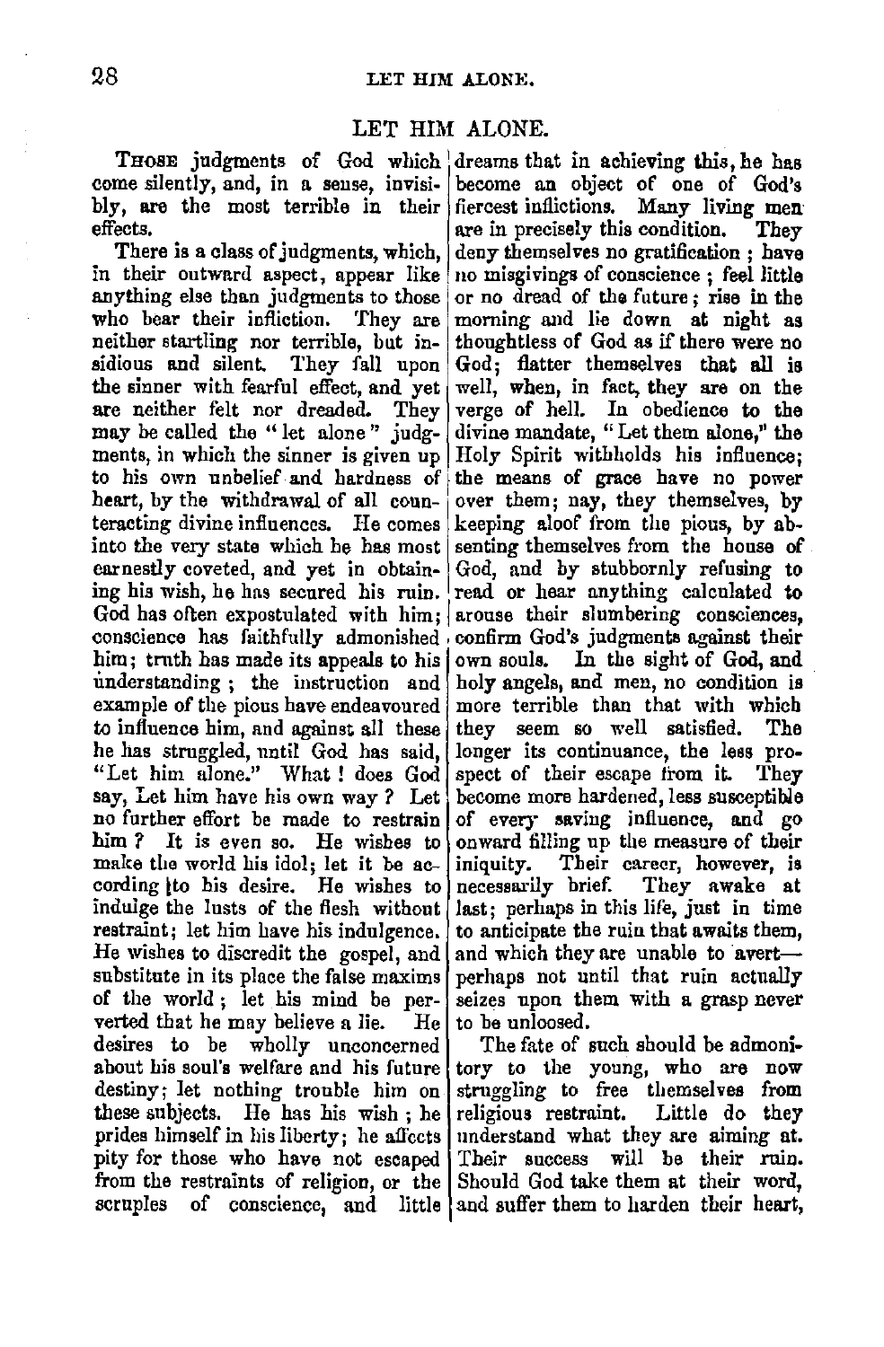## LET HIM ALONE.

THOSE judgments of God which come silently, and, in a sense, invisibly, are the most terrible in their effects.

There is a class of judgments, which, in their outward aspect, appear like anything else than judgments to those who bear their infliction. They are neither startling nor terrible, but insidious and silent. They fall upon the sinner with fearful effect, and yet are neither felt nor dreaded. They may be called the "let alone" judgments, in which the sinner is given up to his own unbelief and hardness of heart, by the withdrawal of all counteracting divine influences. He comes into the very state which he has most earnestly coveted, and yet in obtaining his wish, he has secured his ruin. God has often expostulated with him; conscience has faithfully admonished him; truth has made its appeals to his understanding; the instruction and example of the pious have endeavoured to influence him, and against all these he has struggled, until God has said, "Let him alone." What! does God say, Let him have his own way? Let no further effort be made to restrain him? It is even so. He wishes to make the world his idol; let it be according to his desire. He wishes to indulge the lusts of the flesh without restraint; let him have his indulgence. He wishes to discredit the gospel, and substitute in its place the false maxims of the world; let his mind be perverted that he may believe a lie. He desires to be wholly unconcerned about his soul's welfare and his future destiny; let nothing trouble him on these subjects. He has his wish; he prides himself in his liberty; he affects pity for those who have not escaped from the restraints of religion, or the scruples of conscience, and little dreams that in achieving this, he has become an object of one of God's fiercest inflictions. Many living men are in precisely this condition. They deny themselves no gratification; have no misgivings of conscience; feel little or no dread of the future; rise in the morning and lie down at night as thoughtless of God as if there were no God; flatter themselves that all is well, when, in fact, they are on the verge of hell. In obedience to the divine mandate, "Let them alone," the Holy Spirit withholds his influence; the means of grace have no power over them; nay, they themselves, by keeping aloof from the pious, by absenting themselves from the house of God, and by stubbornly refusing to read or hear anything calculated to arouse their slumbering consciences, confirm God's judgments against their own souls. In the sight of God, and holy angels, and men, no condition is more terrible than that with which they seem so well satisfied. The longer its continuance, the less prospect of their escape from it. They become more hardened, less susceptible of every saving influence, and go onward filling up the measure of their iniquity. Their career, however, is necessarily brief. They awake at last; perhaps in this life, just in time to anticipate the ruin that awaits them, and which they are unable to avert—perhaps not until that ruin actually seizes upon them with a grasp never to be unloosed.

The fate of such should be admonitory to the young, who are now struggling to free themselves from religious restraint. Little do they understand what they are aiming at. Their success will be their ruin. Should God take them at their word, and suffer them to harden their heart,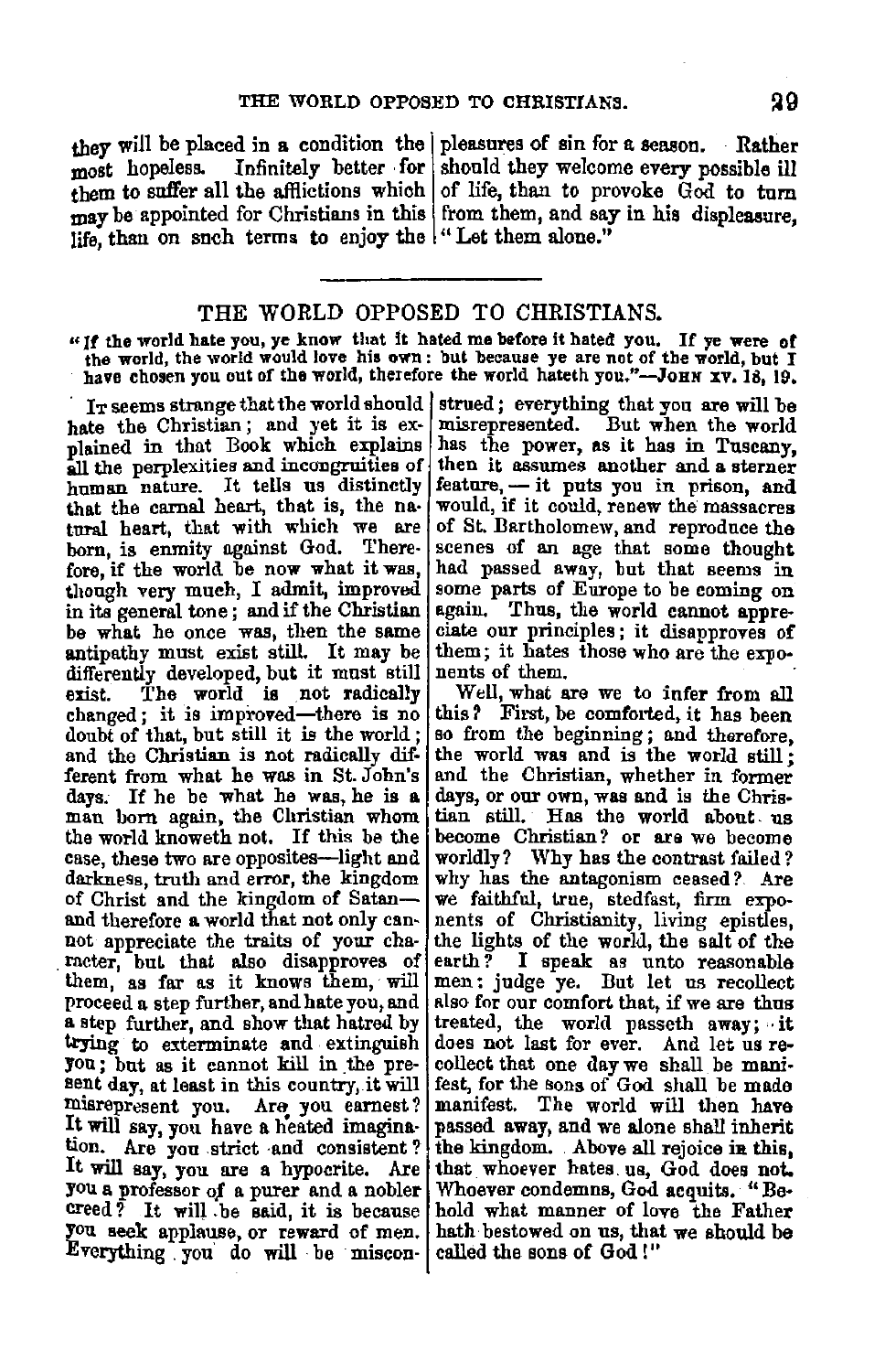they will be placed in a condition the most hopeless. Infinitely better for them to suffer all the afflictions which may be appointed for Christians in this life, than on such terms to enjoy the pleasures of sin for a season. Rather should they welcome every possible ill of life, than to provoke God to turn from them, and say in his displeasure, "Let them alone."

---

## THE WORLD OPPOSED TO CHRISTIANS.

"If the world hate you, ye know that it hated me before it hated you. If ye were of the world, the world would love his own: but because ye are not of the world, but I have chosen you out of the world, therefore the world hateth you."—JOHN XV. 18, 19.

IT seems strange that the world should hate the Christian; and yet it is explained in that Book which explains all the perplexities and incongruities of human nature. It tells us distinctly that the carnal heart, that is, the natural heart, that with which we are born, is enmity against God. Therefore, if the world be now what it was, though very much, I admit, improved in its general tone; and if the Christian be what he once was, then the same antipathy must exist still. It may be differently developed, but it must still exist. The world is not radically changed; it is improved—there is no doubt of that, but still it is the world; and the Christian is not radically different from what he was in St. John's days. If he be what he was, he is a man born again, the Christian whom the world knoweth not. If this be the case, these two are opposites—light and darkness, truth and error, the kingdom of Christ and the kingdom of Satan—and therefore a world that not only cannot appreciate the traits of your character, but that also disapproves of them, as far as it knows them, will proceed a step further, and hate you, and a step further, and show that hatred by trying to exterminate and extinguish you; but as it cannot kill in the present day, at least in this country, it will misrepresent you. Are you earnest? It will say, you have a heated imagination. Are you strict and consistent? It will say, you are a hypocrite. Are you a professor of a purer and a nobler creed? It will be said, it is because you seek applause, or reward of men. Everything you do will be misconstrued; everything that you are will be misrepresented. But when the world has the power, as it has in Tuscany, then it assumes another and a sterner feature,—it puts you in prison, and would, if it could, renew the massacres of St. Bartholomew, and reproduce the scenes of an age that some thought had passed away, but that seems in some parts of Europe to be coming on again. Thus, the world cannot appreciate our principles; it disapproves of them; it hates those who are the exponents of them.

Well, what are we to infer from all this? First, be comforted, it has been so from the beginning; and therefore, the world was and is the world still; and the Christian, whether in former days, or our own, was and is the Christian still. Has the world about us become Christian? or are we become worldly? Why has the contrast failed? why has the antagonism ceased? Are we faithful, true, stedfast, firm exponents of Christianity, living epistles, the lights of the world, the salt of the earth? I speak as unto reasonable men; judge ye. But let us recollect also for our comfort that, if we are thus treated, the world passeth away; it does not last for ever. And let us recollect that one day we shall be manifest, for the sons of God shall be made manifest. The world will then have passed away, and we alone shall inherit the kingdom. Above all rejoice in this, that whoever hates us, God does not. Whoever condemns, God acquits. "Behold what manner of love the Father hath bestowed on us, that we should be called the sons of God!"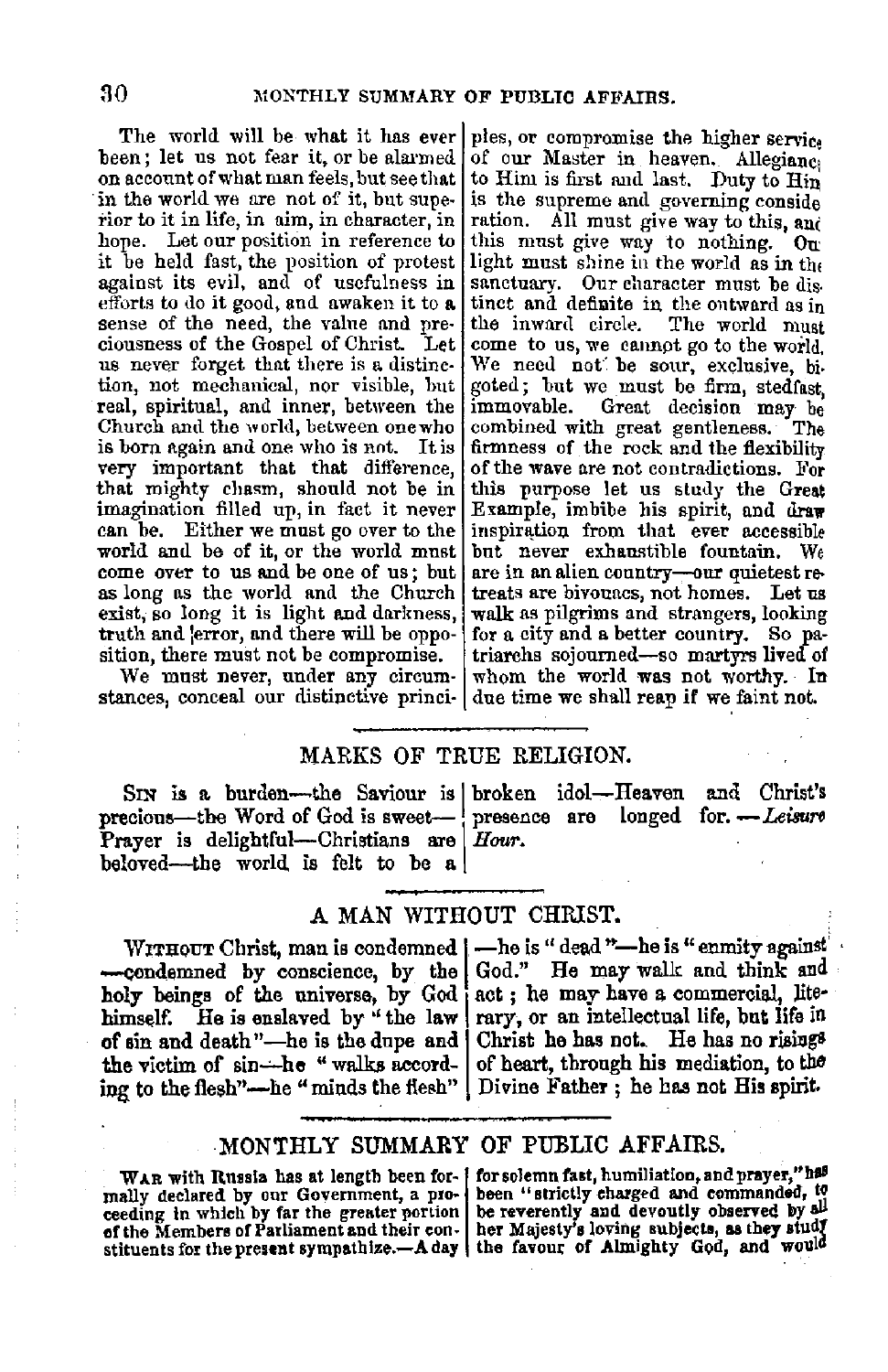The world will be what it has ever been; let us not fear it, or be alarmed on account of what man feels, but see that in the world we are not of it, but superior to it in life, in aim, in character, in hope. Let our position in reference to it be held fast, the position of protest against its evil, and of usefulness in efforts to do it good, and awaken it to a sense of the need, the value and preciousness of the Gospel of Christ. Let us never forget that there is a distinction, not mechanical, nor visible, but real, spiritual, and inner, between the Church and the world, between one who is born again and one who is not. It is very important that that difference, that mighty chasm, should not be in imagination filled up, in fact it never can be. Either we must go over to the world and be of it, or the world must come over to us and be one of us; but as long as the world and the Church exist, so long it is light and darkness, truth and error, and there will be opposition, there must not be compromise.

We must never, under any circumstances, conceal our distinctive principles, or compromise the higher service of our Master in heaven. Allegiance to Him is first and last. Duty to Him is the supreme and governing consideration. All must give way to this, and this must give way to nothing. Our light must shine in the world as in the sanctuary. Our character must be distinct and definite in the outward as in the inward circle. The world must come to us, we cannot go to the world. We need not be sour, exclusive, bigoted; but we must be firm, stedfast, immovable. Great decision may be combined with great gentleness. The firmness of the rock and the flexibility of the wave are not contradictions. For this purpose let us study the Great Example, imbibe his spirit, and draw inspiration from that ever accessible but never exhaustible fountain. We are in an alien country—our quietest retreats are bivouacs, not homes. Let us walk as pilgrims and strangers, looking for a city and a better country. So patriarchs sojourned—so martyrs lived of whom the world was not worthy. In due time we shall reap if we faint not.

## MARKS OF TRUE RELIGION.

Sin is a burden—the Saviour is precious—the Word of God is sweet—Prayer is delightful—Christians are beloved—the world is felt to be a broken idol—Heaven and Christ's presence are longed for.—*Leisure Hour.*

## A MAN WITHOUT CHRIST.

Without Christ, man is condemned—condemned by conscience, by the holy beings of the universe, by God himself. He is enslaved by "the law of sin and death"—he is the dupe and the victim of sin—he "walks according to the flesh"—he "minds the flesh"—he is "dead"—he is "enmity against God." He may walk and think and act; he may have a commercial, literary, or an intellectual life, but life in Christ he has not. He has no risings of heart, through his mediation, to the Divine Father; he has not His spirit.

## MONTHLY SUMMARY OF PUBLIC AFFAIRS.

War with Russia has at length been formally declared by our Government, a proceeding in which by far the greater portion of the Members of Parliament and their constituents for the present sympathize.—A day for solemn fast, humiliation, and prayer," has been "strictly charged and commanded, to be reverently and devoutly observed by all her Majesty's loving subjects, as they study the favour of Almighty God, and would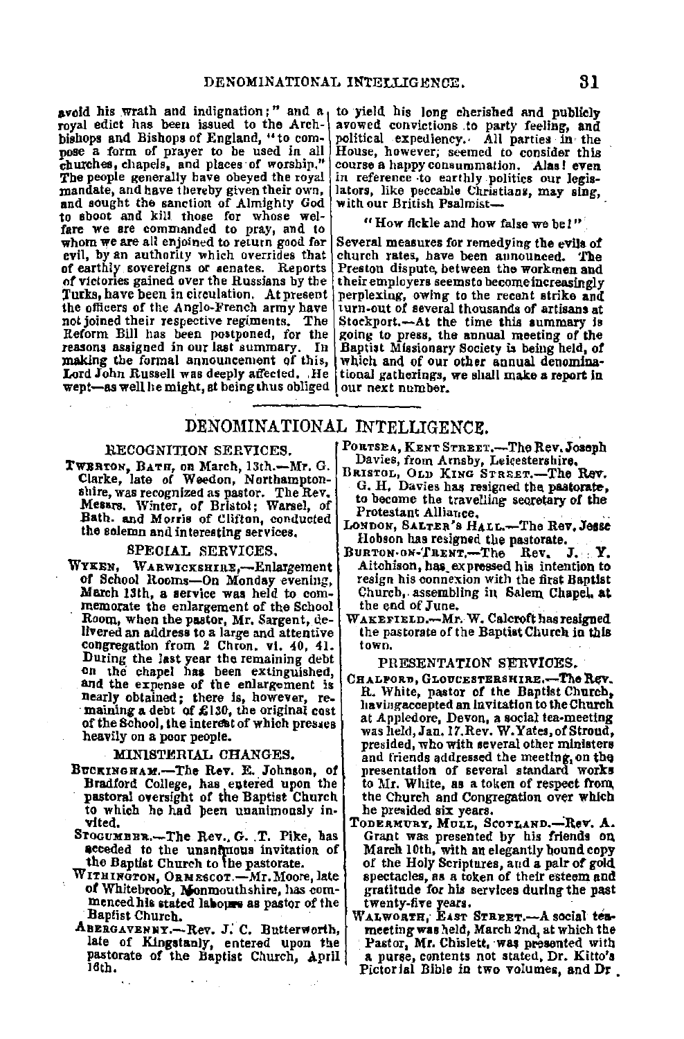avoid his wrath and indignation;" and a royal edict has been issued to the Archbishops and Bishops of England, "to compose a form of prayer to be used in all churches, chapels, and places of worship." The people generally have obeyed the royal mandate, and have thereby given their own, and sought the sanction of Almighty God to shoot and kill those for whose welfare we are commanded to pray, and to whom we are all enjoined to return good for evil, by an authority which overrides that of earthly sovereigns or senates. Reports of victories gained over the Russians by the Turks, have been in circulation. At present the officers of the Anglo-French army have not joined their respective regiments. The Reform Bill has been postponed, for the reasons assigned in our last summary. In making the formal announcement of this, Lord John Russell was deeply affected. He wept—as well he might, at being thus obliged to yield his long cherished and publicly avowed convictions to party feeling, and political expediency. All parties in the House, however, seemed to consider this course a happy consummation. Alas! even in reference to earthly politics our legislators, like peccable Christians, may sing, with our British Psalmist—

"How fickle and how false we be!"

Several measures for remedying the evils of church rates, have been announced. The Preston dispute, between the workmen and their employers seems to become increasingly perplexing, owing to the recent strike and turn-out of several thousands of artisans at Stockport.—At the time this summary is going to press, the annual meeting of the Baptist Missionary Society is being held, of which and of our other annual denominational gatherings, we shall make a report in our next number.

## DENOMINATIONAL INTELLIGENCE.

### RECOGNITION SERVICES.

TWERTON, BATH, on March, 13th.—Mr. G. Clarke, late of Weedon, Northamptonshire, was recognized as pastor. The Rev. Messrs. Winter, of Bristol; Warsel, of Bath. and Morris of Clifton, conducted the solemn and interesting services.

### SPECIAL SERVICES.

WYKEN, WARWICKSHIRE,—Enlargement of School Rooms—On Monday evening, March 13th, a service was held to commemorate the enlargement of the School Room, when the pastor, Mr. Sargent, delivered an address to a large and attentive congregation from 2 Chron. vi. 40, 41. During the last year the remaining debt on the chapel has been extinguished, and the expense of the enlargement is nearly obtained; there is, however, remaining a debt of £130, the original cost of the School, the interest of which presses heavily on a poor people.

### MINISTERIAL CHANGES.

BUCKINGHAM.—The Rev. E. Johnson, of Bradford College, has entered upon the pastoral oversight of the Baptist Church to which he had been unanimously invited.

STOGUMBER.—The Rev. G. T. Pike, has acceded to the unanimous invitation of the Baptist Church to the pastorate.

WITHINGTON, ORMESCOT.—Mr. Moore, late of Whitebrook, Monmouthshire, has commenced his stated labours as pastor of the Baptist Church.

ABERGAVENNY.—Rev. J. C. Butterworth, late of Kingstanly, entered upon the pastorate of the Baptist Church, April 16th.

PORTSEA, KENT STREET.—The Rev. Joseph Davies, from Arnsby, Leicestershire.

BRISTOL, OLD KING STREET.—The Rev. G. H. Davies has resigned the pastorate, to become the travelling secretary of the Protestant Alliance.

LONDON, SALTER'S HALL.—The Rev. Jesse Hobson has resigned the pastorate.

BURTON-ON-TRENT.—The Rev. J. Y. Aitchison, has expressed his intention to resign his connexion with the first Baptist Church, assembling in Salem Chapel, at the end of June.

WAKEFIELD.—Mr. W. Calcroft has resigned the pastorate of the Baptist Church in this town.

### PRESENTATION SERVICES.

CHALFORD, GLOUCESTERSHIRE.—The Rev. R. White, pastor of the Baptist Church, having accepted an invitation to the Church at Appledore, Devon, a social tea-meeting was held, Jan. 17. Rev. W. Yates, of Stroud, presided, who with several other ministers and friends addressed the meeting, on the presentation of several standard works to Mr. White, as a token of respect from the Church and Congregation over which he presided six years.

TODERMURY, MULL, SCOTLAND.—Rev. A. Grant was presented by his friends on March 10th, with an elegantly bound copy of the Holy Scriptures, and a pair of gold spectacles, as a token of their esteem and gratitude for his services during the past twenty-five years.

WALWORTH, EAST STREET.—A social tea-meeting was held, March 2nd, at which the Pastor, Mr. Chislett, was presented with a purse, contents not stated, Dr. Kitto's Pictorial Bible in two volumes, and Dr.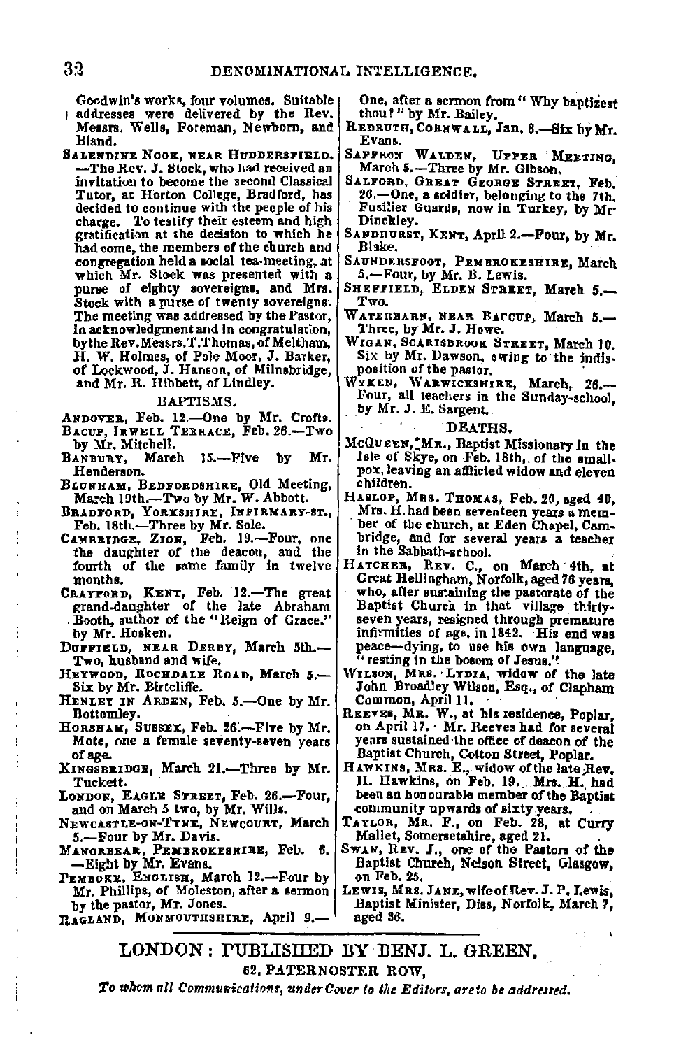Goodwin's works, four volumes. Suitable addresses were delivered by the Rev. Messrs. Wells, Foreman, Newborn, and Bland.

**Salendine Nook, near Huddersfield.**—The Rev. J. Stock, who had received an invitation to become the second Classical Tutor, at Horton College, Bradford, has decided to continue with the people of his charge. To testify their esteem and high gratification at the decision to which he had come, the members of the church and congregation held a social tea-meeting, at which Mr. Stock was presented with a purse of eighty sovereigns, and Mrs. Stock with a purse of twenty sovereigns. The meeting was addressed by the Pastor, in acknowledgment and in congratulation, by the Rev. Messrs. T. Thomas, of Meltham, H. W. Holmes, of Pole Moor, J. Barker, of Lockwood, J. Hanson, of Milnsbridge, and Mr. R. Hibbett, of Lindley.

## BAPTISMS.

**Andover**, Feb. 12.—One by Mr. Crofts.

**Bacup, Irwell Terrace**, Feb. 26.—Two by Mr. Mitchell.

**Banbury**, March 15.—Five by Mr. Henderson.

**Blunham, Bedfordshire**, Old Meeting, March 19th.—Two by Mr. W. Abbott.

**Bradford, Yorkshire, Infirmary-st.**, Feb. 18th.—Three by Mr. Sole.

**Cambridge, Zion**, Feb. 19.—Four, one the daughter of the deacon, and the fourth of the same family in twelve months.

**Crayford, Kent**, Feb. 12.—The great grand-daughter of the late Abraham Booth, author of the "Reign of Grace," by Mr. Hosken.

**Duffield, near Derby**, March 5th.—Two, husband and wife.

**Heywood, Rochdale Road**, March 5.—Six by Mr. Birtcliffe.

**Henley in Arden**, Feb. 5.—One by Mr. Bottomley.

**Horsham, Sussex**, Feb. 26.—Five by Mr. Mote, one a female seventy-seven years of age.

**Kingsbridge**, March 21.—Three by Mr. Tuckett.

**London, Eagle Street**, Feb. 26.—Four, and on March 5 two, by Mr. Wills.

**Newcastle-on-Tyne, Newcourt**, March 5.—Four by Mr. Davis.

**Manorbear, Pembrokeshire**, Feb. 6.—Eight by Mr. Evans.

**Pembroke, English**, March 12.—Four by Mr. Phillips, of Moleston, after a sermon by the pastor, Mr. Jones.

**Ragland, Monmouthshire**, April 9.—One, after a sermon from "Why baptizest thou?" by Mr. Bailey.

**Redruth, Cornwall**, Jan. 8.—Six by Mr. Evans.

**Saffron Walden, Upper Meeting**, March 5.—Three by Mr. Gibson.

**Salford, Great George Street**, Feb. 26.—One, a soldier, belonging to the 7th. Fusilier Guards, now in Turkey, by Mr. Dinckley.

**Sandhurst, Kent**, April 2.—Four, by Mr. Blake.

**Saundersfoot, Pembrokeshire**, March 5.—Four, by Mr. B. Lewis.

**Sheffield, Elden Street**, March 5.—Two.

**Waterbarn, near Baccup**, March 5.—Three, by Mr. J. Howe.

**Wigan, Scarisbrook Street**, March 10. Six by Mr. Dawson, owing to the indisposition of the pastor.

**Wyken, Warwickshire**, March, 26.—Four, all teachers in the Sunday-school, by Mr. J. E. Sargent.

## DEATHS.

**McQueen, Mr.**, Baptist Missionary in the Isle of Skye, on Feb. 18th, of the small-pox, leaving an afflicted widow and eleven children.

**Haslop, Mrs. Thomas**, Feb. 20, aged 40, Mrs. H. had been seventeen years a member of the church, at Eden Chapel, Cambridge, and for several years a teacher in the Sabbath-school.

**Hatcher, Rev. C.**, on March 4th, at Great Hellingham, Norfolk, aged 76 years, who, after sustaining the pastorate of the Baptist Church in that village thirty-seven years, resigned through premature infirmities of age, in 1842. His end was peace—dying, to use his own language, "resting in the bosom of Jesus."

**Wilson, Mrs. Lydia**, widow of the late John Broadley Wilson, Esq., of Clapham Common, April 11.

**Reeves, Mr. W.**, at his residence, Poplar, on April 17. Mr. Reeves had for several years sustained the office of deacon of the Baptist Church, Cotton Street, Poplar.

**Hawkins, Mrs. E.**, widow of the late Rev. H. Hawkins, on Feb. 19. Mrs. H. had been an honourable member of the Baptist community upwards of sixty years.

**Taylor, Mr. F.**, on Feb. 28, at Curry Mallet, Somersetshire, aged 21.

**Swan, Rev. J.**, one of the Pastors of the Baptist Church, Nelson Street, Glasgow, on Feb. 25.

**Lewis, Mrs. Jane**, wife of Rev. J. P. Lewis, Baptist Minister, Diss, Norfolk, March 7, aged 36.

---

LONDON: PUBLISHED BY BENJ. L. GREEN,
62, PATERNOSTER ROW,

*To whom all Communications, under Cover to the Editors, are to be addressed.*